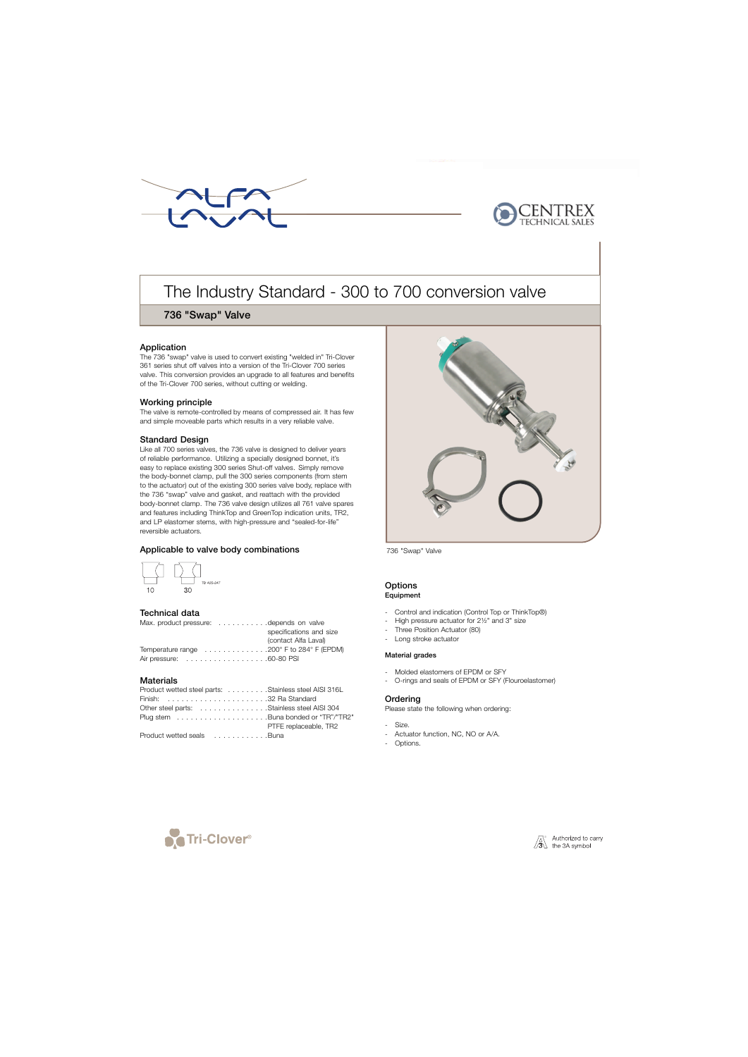# The Industry Standard - 300 to 700 conversion valve

## 736 "Swap" Valve

### Application

The 736 "swap" valve is used to convert existing "welded in" Tri-Clover 361 series shut off valves into a version of the Tri-Clover 700 series valve. This conversion provides an upgrade to all features and benefits of the Tri-Clover 700 series, without cutting or welding.

### Working principle

The valve is remote-controlled by means of compressed air. It has few and simple moveable parts which results in a very reliable valve.

### Standard Design

Like all 700 series valves, the 736 valve is designed to deliver years of reliable performance. Utilizing a specially designed bonnet, it's easy to replace existing 300 series Shut-off valves. Simply remove the body-bonnet clamp, pull the 300 series components (from stem to the actuator) out of the existing 300 series valve body, replace with the 736 "swap" valve and gasket, and reattach with the provided body-bonnet clamp. The 736 valve design utilizes all 761 valve spares and features including ThinkTop and GreenTop indication units, TR2, and LP elastomer stems, with high-pressure and "sealed-for-life" reversible actuators.

### Applicable to valve body combinations

10 30

### Technical data

| | |
|---|---|
| Max. product pressure: | depends on valve specifications and size (contact Alfa Laval) |
| Temperature range | 200° F to 284° F (EPDM) |
| Air pressure: | 60-80 PSI |

### Materials

| | |
|---|---|
| Product wetted steel parts: | Stainless steel AISI 316L |
| Finish: | 32 Ra Standard |
| Other steel parts: | Stainless steel AISI 304 |
| Plug stem | Buna bonded or "TR"/"TR2" PTFE replaceable, TR2 |
| Product wetted seals | Buna |

736 "Swap" Valve

### Options

**Equipment**

- Control and indication (Control Top or ThinkTop®)
- High pressure actuator for 2½" and 3" size
- Three Position Actuator (80)
- Long stroke actuator

**Material grades**

- Molded elastomers of EPDM or SFY
- O-rings and seals of EPDM or SFY (Flouroelastomer)

### Ordering

Please state the following when ordering:

- Size.
- Actuator function, NC, NO or A/A.
- Options.

Authorized to carry the 3A symbol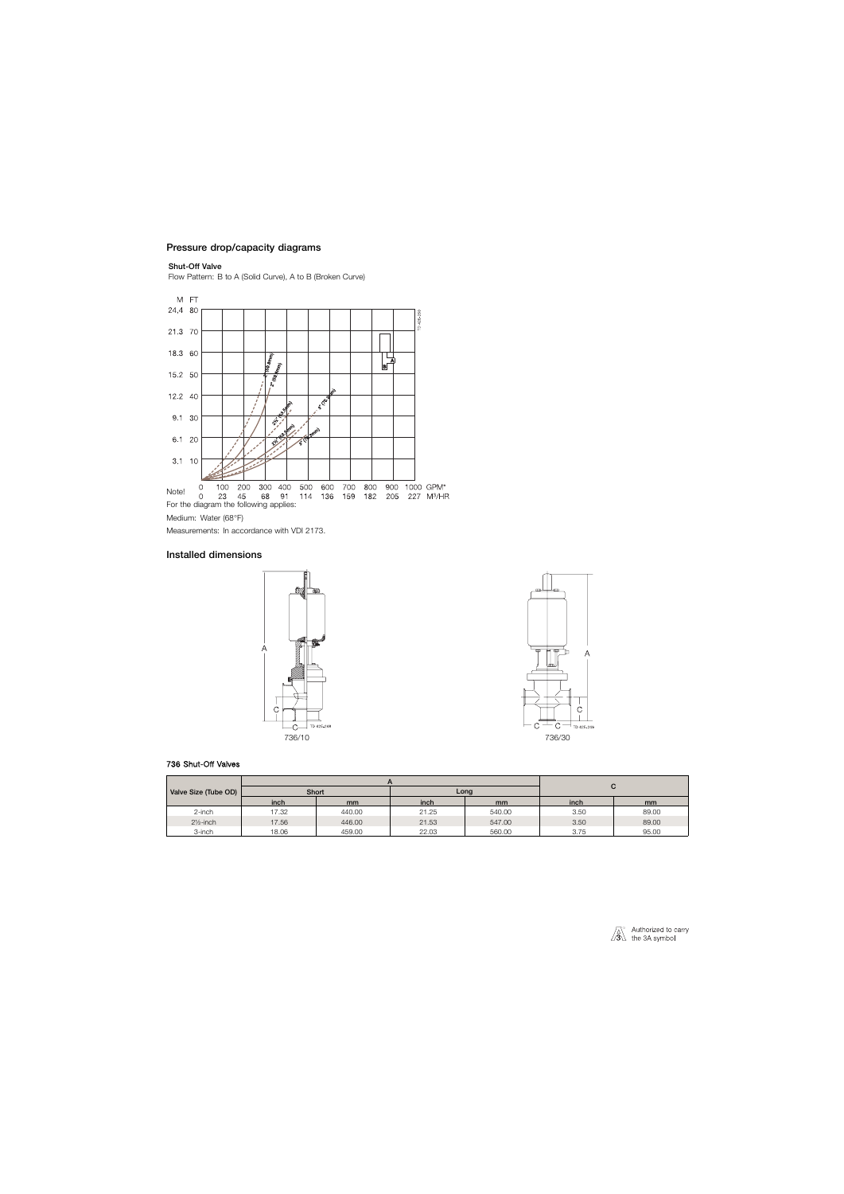## Pressure drop/capacity diagrams

**Shut-Off Valve**

Flow Pattern: B to A (Solid Curve), A to B (Broken Curve)

Note!

For the diagram the following applies:

Medium: Water (68°F)

Measurements: In accordance with VDI 2173.

## Installed dimensions

736/10

736/30

**736 Shut-Off Valves**

| Valve Size (Tube OD) | A | | | | C | |
|---|---|---|---|---|---|---|
| | Short | | Long | | | |
| | inch | mm | inch | mm | inch | mm |
| 2-inch | 17.32 | 440.00 | 21.25 | 540.00 | 3.50 | 89.00 |
| 2½-inch | 17.56 | 446.00 | 21.53 | 547.00 | 3.50 | 89.00 |
| 3-inch | 18.06 | 459.00 | 22.03 | 560.00 | 3.75 | 95.00 |

Authorized to carry the 3A symbol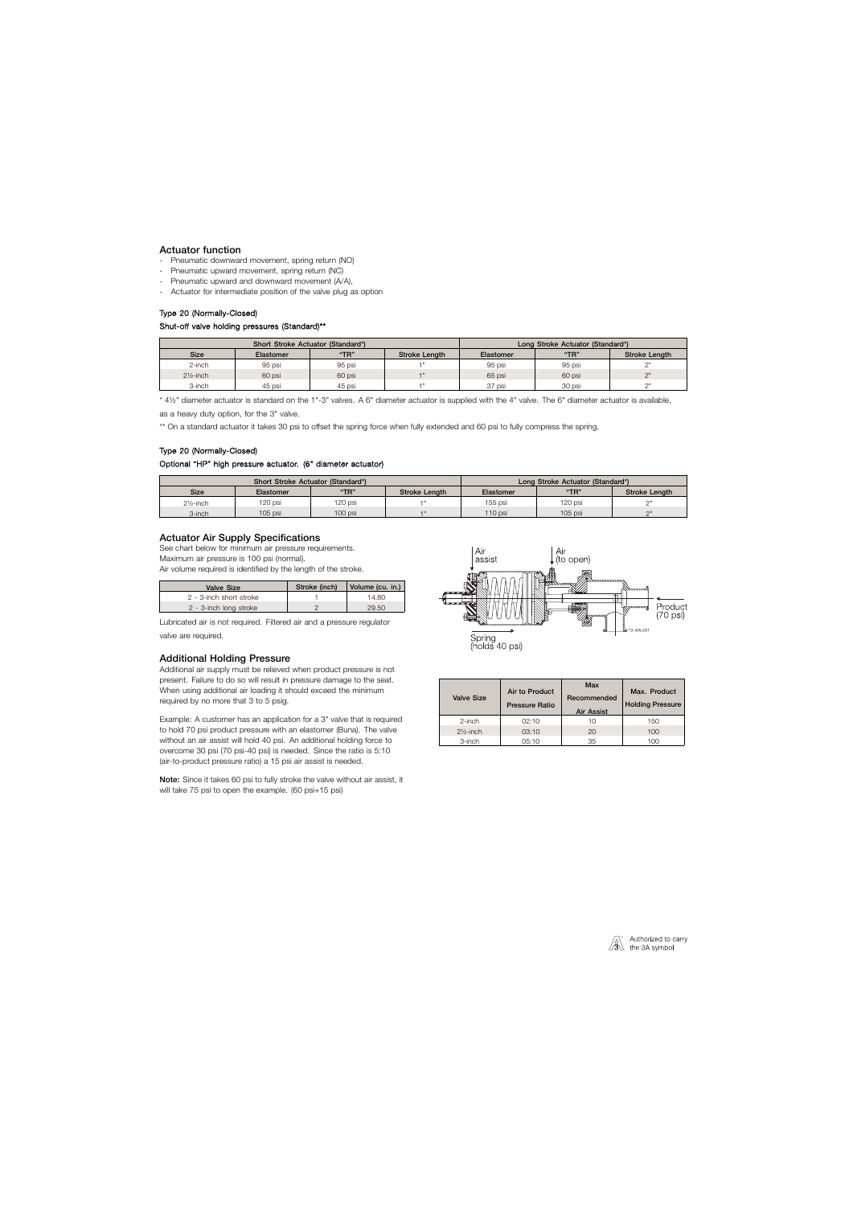## Actuator function

- Pneumatic downward movement, spring return (NO)
- Pneumatic upward movement, spring return (NC)
- Pneumatic upward and downward movement (A/A),
- Actuator for intermediate position of the valve plug as option

### Type 20 (Normally-Closed)

**Shut-off valve holding pressures (Standard)****

| Short Stroke Actuator (Standard*) | | | | Long Stroke Actuator (Standard*) | | |
|---|---|---|---|---|---|---|
| Size | Elastomer | "TR" | Stroke Length | Elastomer | "TR" | Stroke Length |
| 2-inch | 95 psi | 95 psi | 1" | 95 psi | 95 psi | 2" |
| 2½-inch | 60 psi | 60 psi | 1" | 65 psi | 60 psi | 2" |
| 3-inch | 45 psi | 45 psi | 1" | 37 psi | 30 psi | 2" |

\* 4½" diameter actuator is standard on the 1"-3" valves. A 6" diameter actuator is supplied with the 4" valve. The 6" diameter actuator is available, as a heavy duty option, for the 3" valve.

** On a standard actuator it takes 30 psi to offset the spring force when fully extended and 60 psi to fully compress the spring.

### Type 20 (Normally-Closed)

**Optional "HP" high pressure actuator. (6" diameter actuator)**

| Short Stroke Actuator (Standard*) | | | | Long Stroke Actuator (Standard*) | | |
|---|---|---|---|---|---|---|
| Size | Elastomer | "TR" | Stroke Length | Elastomer | "TR" | Stroke Length |
| 2½-inch | 120 psi | 120 psi | 1" | 155 psi | 120 psi | 2" |
| 3-inch | 105 psi | 100 psi | 1" | 110 psi | 105 psi | 2" |

## Actuator Air Supply Specifications

See chart below for minimum air pressure requirements.
Maximum air pressure is 100 psi (normal).
Air volume required is identified by the length of the stroke.

| Valve Size | Stroke (inch) | Volume (cu. in.) |
|---|---|---|
| 2 - 3-inch short stroke | 1 | 14.80 |
| 2 - 3-inch long stroke | 2 | 29.50 |

Lubricated air is not required. Filtered air and a pressure regulator valve are required.

Air assist

Air (to open)

Product (70 psi)

Spring (holds 40 psi)

## Additional Holding Pressure

Additional air supply must be relieved when product pressure is not present. Failure to do so will result in pressure damage to the seat. When using additional air loading it should exceed the minimum required by no more that 3 to 5 psig.

Example: A customer has an application for a 3" valve that is required to hold 70 psi product pressure with an elastomer (Buna). The valve without an air assist will hold 40 psi. An additional holding force to overcome 30 psi (70 psi-40 psi) is needed. Since the ratio is 5:10 (air-to-product pressure ratio) a 15 psi air assist is needed.

**Note:** Since it takes 60 psi to fully stroke the valve without air assist, it will take 75 psi to open the example. (60 psi+15 psi)

| Valve Size | Air to Product Pressure Ratio | Max Recommended Air Assist | Max. Product Holding Pressure |
|---|---|---|---|
| 2-inch | 02:10 | 10 | 150 |
| 2½-inch | 03:10 | 20 | 100 |
| 3-inch | 05:10 | 35 | 100 |

Authorized to carry the 3A symbol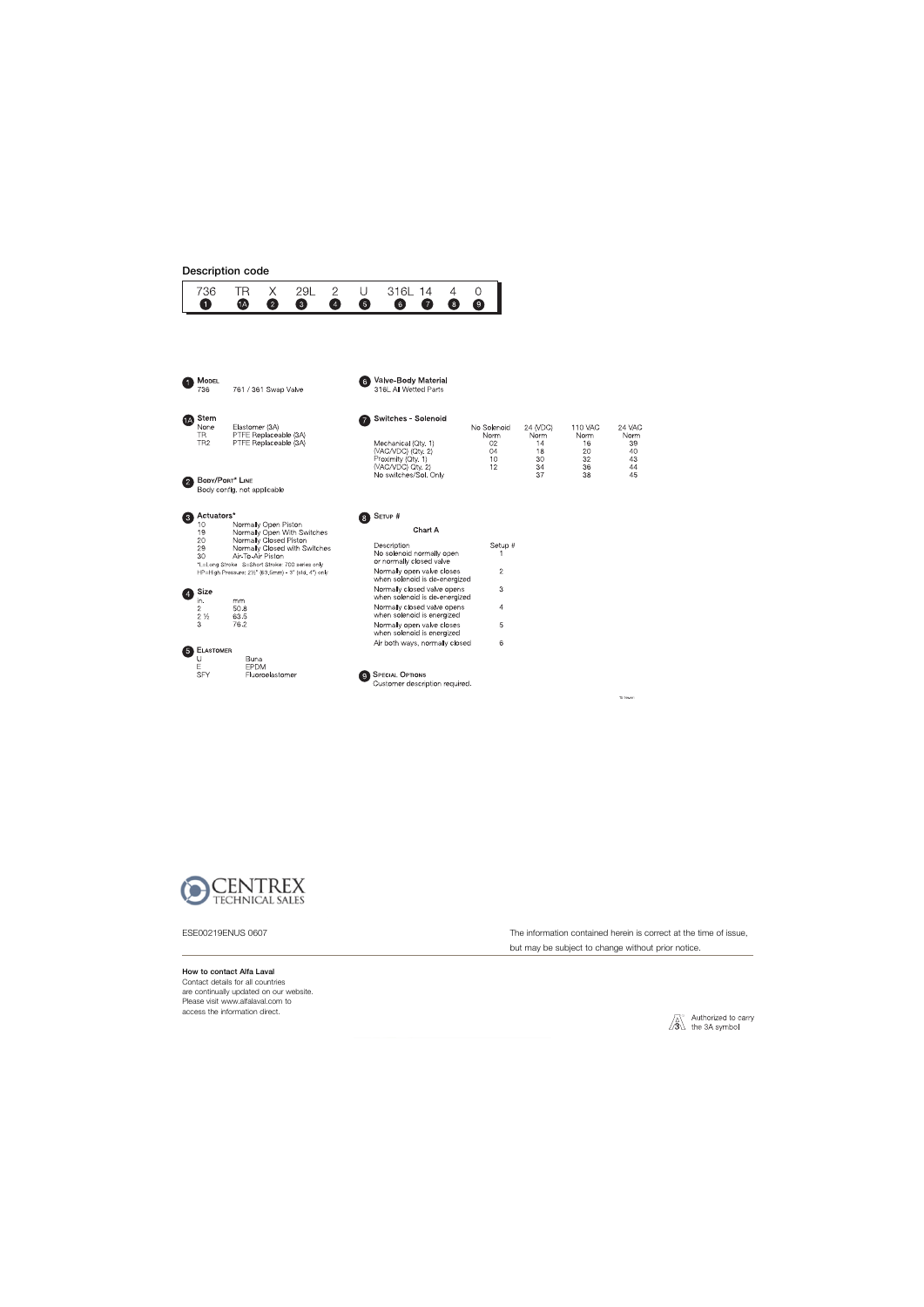## Description code

| 736 | TR | X | 29L | 2 | U | 316L | 14 | 4 | 0 |
|---|---|---|---|---|---|---|---|---|---|
| 1 | 1A | 2 | 3 | 4 | 5 | 6 | 7 | 8 | 9 |

**1 Model**

| | |
|---|---|
| 736 | 761 / 361 Swap Valve |

**1A Stem**

| | |
|---|---|
| None | Elastomer (3A) |
| TR | PTFE Replaceable (3A) |
| TR2 | PTFE Replaceable (3A) |

**2 Body/Port* Line**

Body config. not applicable

**3 Actuators***

| | |
|---|---|
| 10 | Normally Open Piston |
| 19 | Normally Open With Switches |
| 20 | Normally Closed Piston |
| 29 | Normally Closed with Switches |
| 30 | Air-To-Air Piston |

*L=Long Stroke S=Short Stroke: 700 series only
HP=High Pressure: 2½" (63,5mm) - 3" (std, 4") only

**4 Size**

| in. | mm |
|---|---|
| 2 | 50.8 |
| 2 ½ | 63.5 |
| 3 | 76.2 |

**5 Elastomer**

| | |
|---|---|
| U | Buna |
| E | EPDM |
| SFY | Fluoroelastomer |

**6 Valve-Body Material**

316L All Wetted Parts

**7 Switches - Solenoid**

| | No Solenoid Norm | 24 (VDC) Norm | 110 VAC Norm | 24 VAC Norm |
|---|---|---|---|---|
| Mechanical (Qty. 1) | 02 | 14 | 16 | 39 |
| (VAC/VDC) (Qty. 2) | 04 | 18 | 20 | 40 |
| Proximity (Qty. 1) | 10 | 30 | 32 | 43 |
| (VAC/VDC) Qty. 2) | 12 | 34 | 36 | 44 |
| No switches/Sol. Only | | 37 | 38 | 45 |

**8 Setup #**

**Chart A**

| Description | Setup # |
|---|---|
| No solenoid normally open or normally closed valve | 1 |
| Normally open valve closes when solenoid is de-energized | 2 |
| Normally closed valve opens when solenoid is de-energized | 3 |
| Normally closed valve opens when solenoid is energized | 4 |
| Normally open valve closes when solenoid is energized | 5 |
| Air both ways, normally closed | 6 |

**9 Special Options**

Customer description required.

CENTREX TECHNICAL SALES

ESE00219ENUS 0607

The information contained herein is correct at the time of issue, but may be subject to change without prior notice.

**How to contact Alfa Laval**

Contact details for all countries are continually updated on our website. Please visit www.alfalaval.com to access the information direct.

Authorized to carry the 3A symbol